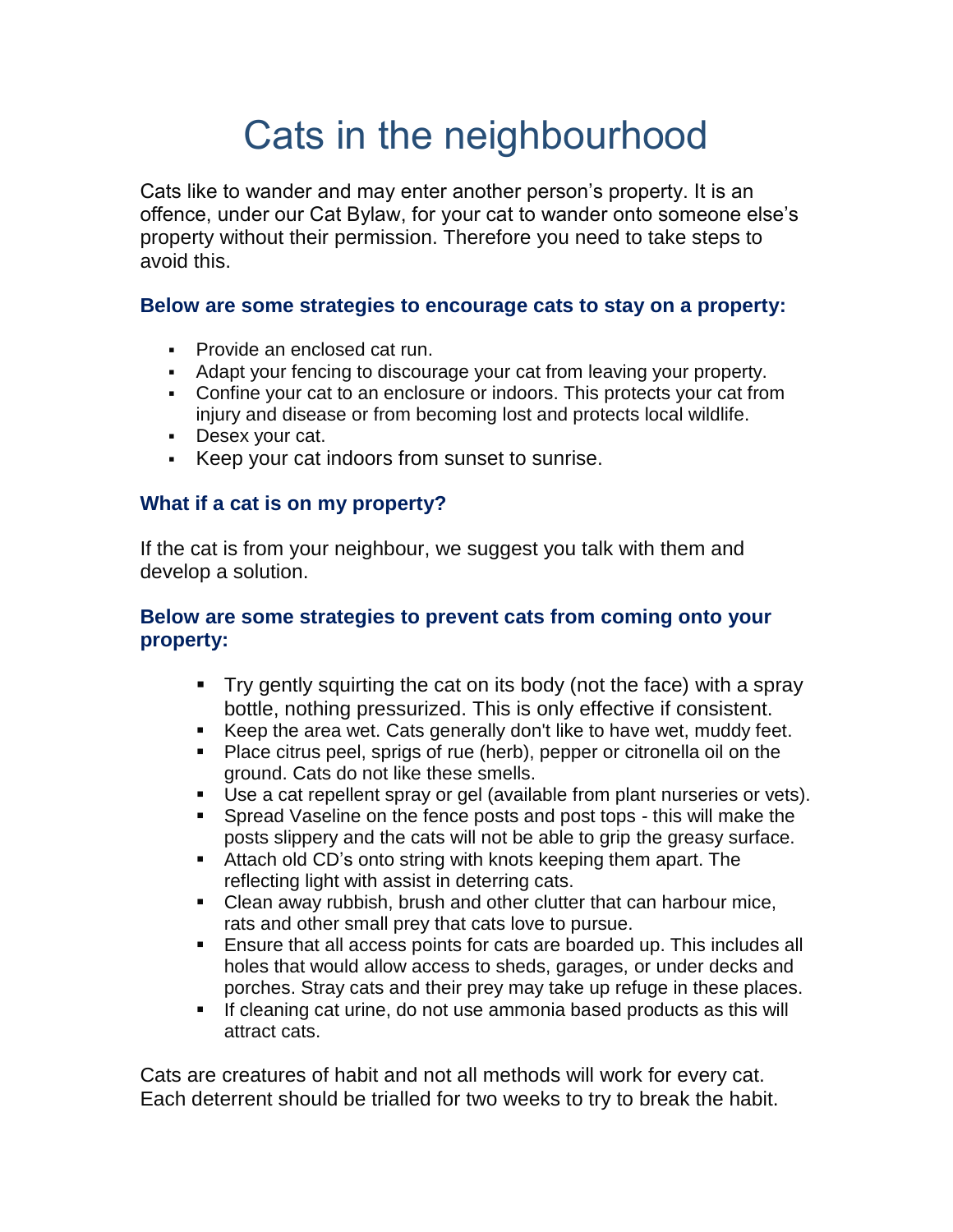# Cats in the neighbourhood

Cats like to wander and may enter another person's property. It is an offence, under our Cat Bylaw, for your cat to wander onto someone else's property without their permission. Therefore you need to take steps to avoid this.

### Below are some strategies to encourage cats to stay on a property:

- Provide an enclosed cat run.
- Adapt your fencing to discourage your cat from leaving your property.
- Confine your cat to an enclosure or indoors. This protects your cat from injury and disease or from becoming lost and protects local wildlife.
- Desex your cat.
- Keep your cat indoors from sunset to sunrise.

### What if a cat is on my property?

If the cat is from your neighbour, we suggest you talk with them and develop a solution.

### Below are some strategies to prevent cats from coming onto your property:

- Try gently squirting the cat on its body (not the face) with a spray bottle, nothing pressurized. This is only effective if consistent.
- Keep the area wet. Cats generally don't like to have wet, muddy feet.
- Place citrus peel, sprigs of rue (herb), pepper or citronella oil on the ground. Cats do not like these smells.
- Use a cat repellent spray or gel (available from plant nurseries or vets).
- Spread Vaseline on the fence posts and post tops - this will make the posts slippery and the cats will not be able to grip the greasy surface.
- Attach old CD's onto string with knots keeping them apart. The reflecting light with assist in deterring cats.
- Clean away rubbish, brush and other clutter that can harbour mice, rats and other small prey that cats love to pursue.
- Ensure that all access points for cats are boarded up. This includes all holes that would allow access to sheds, garages, or under decks and porches. Stray cats and their prey may take up refuge in these places.
- If cleaning cat urine, do not use ammonia based products as this will attract cats.

Cats are creatures of habit and not all methods will work for every cat. Each deterrent should be trialled for two weeks to try to break the habit.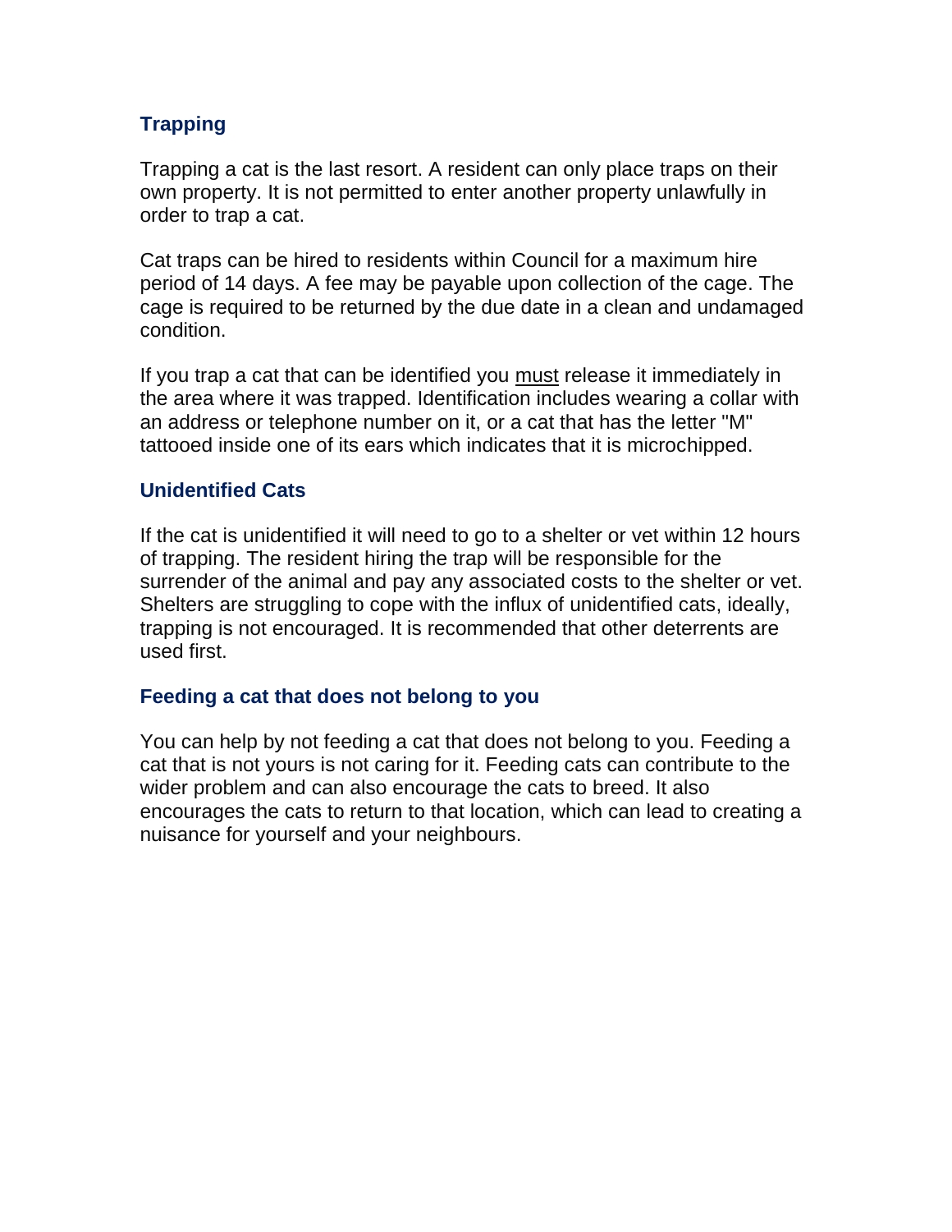## Trapping

Trapping a cat is the last resort. A resident can only place traps on their own property. It is not permitted to enter another property unlawfully in order to trap a cat.

Cat traps can be hired to residents within Council for a maximum hire period of 14 days. A fee may be payable upon collection of the cage. The cage is required to be returned by the due date in a clean and undamaged condition.

If you trap a cat that can be identified you <u>must</u> release it immediately in the area where it was trapped. Identification includes wearing a collar with an address or telephone number on it, or a cat that has the letter "M" tattooed inside one of its ears which indicates that it is microchipped.

## Unidentified Cats

If the cat is unidentified it will need to go to a shelter or vet within 12 hours of trapping. The resident hiring the trap will be responsible for the surrender of the animal and pay any associated costs to the shelter or vet. Shelters are struggling to cope with the influx of unidentified cats, ideally, trapping is not encouraged. It is recommended that other deterrents are used first.

## Feeding a cat that does not belong to you

You can help by not feeding a cat that does not belong to you. Feeding a cat that is not yours is not caring for it. Feeding cats can contribute to the wider problem and can also encourage the cats to breed. It also encourages the cats to return to that location, which can lead to creating a nuisance for yourself and your neighbours.